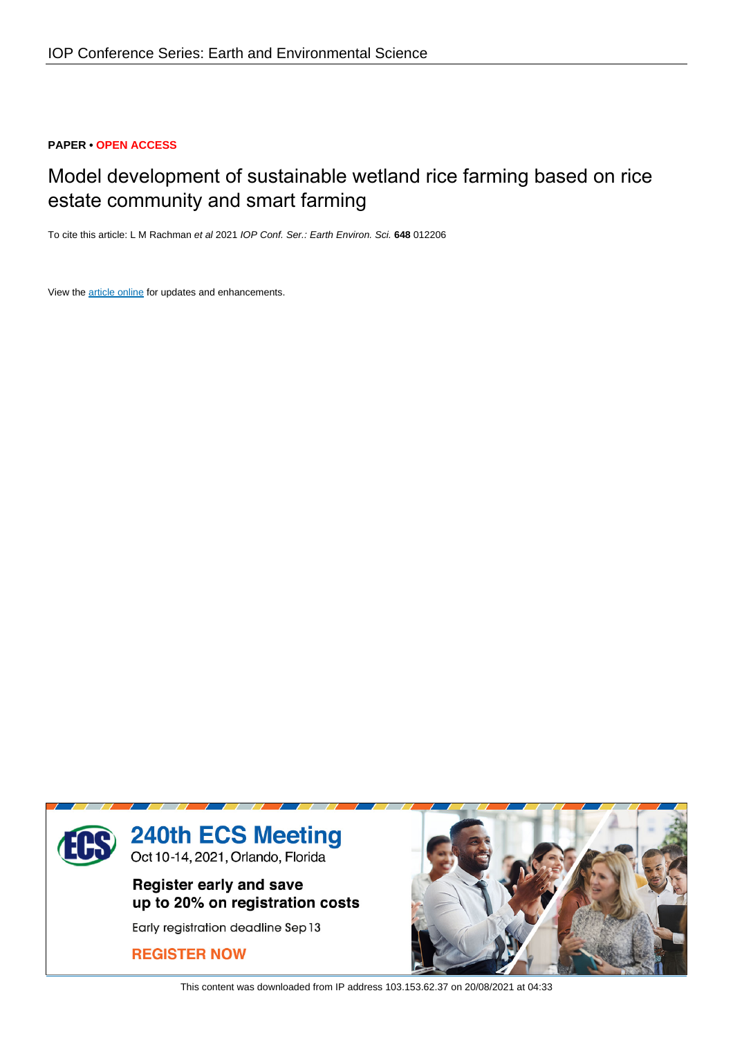IOP Conference Series: Earth and Environmental Science

**PAPER** • **OPEN ACCESS**

# Model development of sustainable wetland rice farming based on rice estate community and smart farming

To cite this article: L M Rachman *et al* 2021 *IOP Conf. Ser.: Earth Environ. Sci.* **648** 012206

View the article online for updates and enhancements.

240th ECS Meeting

Oct 10-14, 2021, Orlando, Florida

Register early and save up to 20% on registration costs

Early registration deadline Sep 13

REGISTER NOW

This content was downloaded from IP address 103.153.62.37 on 20/08/2021 at 04:33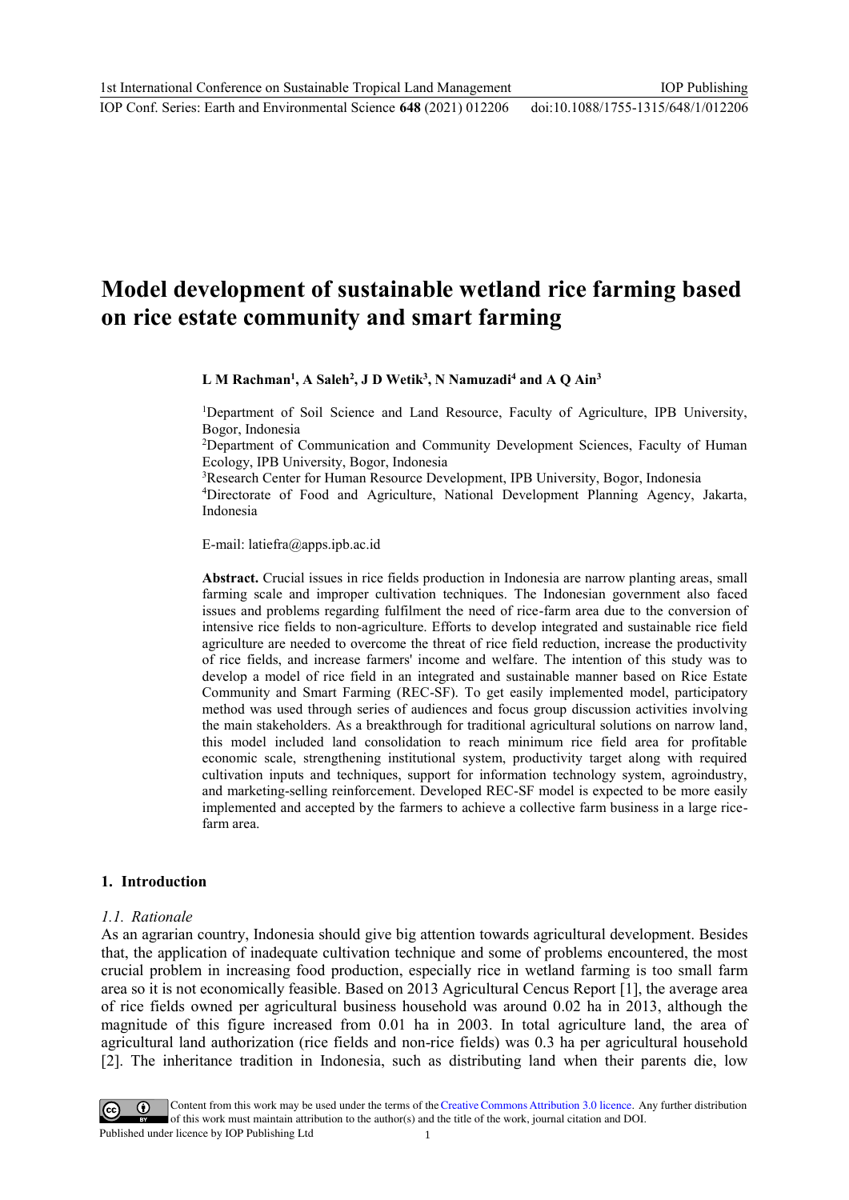# Model development of sustainable wetland rice farming based on rice estate community and smart farming

**L M Rachman[1], A Saleh[2], J D Wetik[3], N Namuzadi[4] and A Q Ain[3]**

[1]Department of Soil Science and Land Resource, Faculty of Agriculture, IPB University, Bogor, Indonesia

[2]Department of Communication and Community Development Sciences, Faculty of Human Ecology, IPB University, Bogor, Indonesia

[3]Research Center for Human Resource Development, IPB University, Bogor, Indonesia

[4]Directorate of Food and Agriculture, National Development Planning Agency, Jakarta, Indonesia

E-mail: latiefra@apps.ipb.ac.id

**Abstract.** Crucial issues in rice fields production in Indonesia are narrow planting areas, small farming scale and improper cultivation techniques. The Indonesian government also faced issues and problems regarding fulfilment the need of rice-farm area due to the conversion of intensive rice fields to non-agriculture. Efforts to develop integrated and sustainable rice field agriculture are needed to overcome the threat of rice field reduction, increase the productivity of rice fields, and increase farmers' income and welfare. The intention of this study was to develop a model of rice field in an integrated and sustainable manner based on Rice Estate Community and Smart Farming (REC-SF). To get easily implemented model, participatory method was used through series of audiences and focus group discussion activities involving the main stakeholders. As a breakthrough for traditional agricultural solutions on narrow land, this model included land consolidation to reach minimum rice field area for profitable economic scale, strengthening institutional system, productivity target along with required cultivation inputs and techniques, support for information technology system, agroindustry, and marketing-selling reinforcement. Developed REC-SF model is expected to be more easily implemented and accepted by the farmers to achieve a collective farm business in a large rice-farm area.

## 1. Introduction

### *1.1. Rationale*

As an agrarian country, Indonesia should give big attention towards agricultural development. Besides that, the application of inadequate cultivation technique and some of problems encountered, the most crucial problem in increasing food production, especially rice in wetland farming is too small farm area so it is not economically feasible. Based on 2013 Agricultural Cencus Report [1], the average area of rice fields owned per agricultural business household was around 0.02 ha in 2013, although the magnitude of this figure increased from 0.01 ha in 2003. In total agriculture land, the area of agricultural land authorization (rice fields and non-rice fields) was 0.3 ha per agricultural household [2]. The inheritance tradition in Indonesia, such as distributing land when their parents die, low

Content from this work may be used under the terms of the Creative Commons Attribution 3.0 licence. Any further distribution of this work must maintain attribution to the author(s) and the title of the work, journal citation and DOI.

Published under licence by IOP Publishing Ltd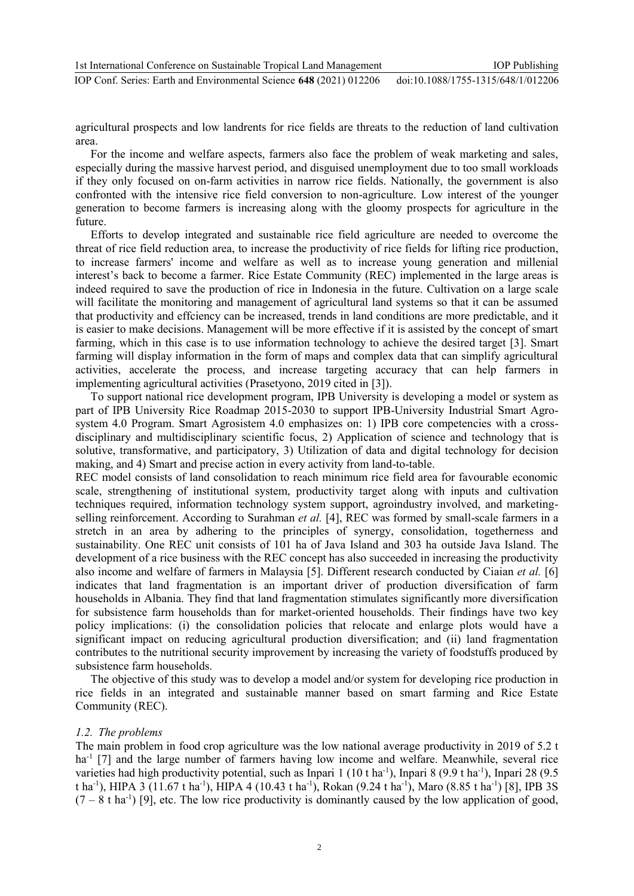agricultural prospects and low landrents for rice fields are threats to the reduction of land cultivation area.

For the income and welfare aspects, farmers also face the problem of weak marketing and sales, especially during the massive harvest period, and disguised unemployment due to too small workloads if they only focused on on-farm activities in narrow rice fields. Nationally, the government is also confronted with the intensive rice field conversion to non-agriculture. Low interest of the younger generation to become farmers is increasing along with the gloomy prospects for agriculture in the future.

Efforts to develop integrated and sustainable rice field agriculture are needed to overcome the threat of rice field reduction area, to increase the productivity of rice fields for lifting rice production, to increase farmers' income and welfare as well as to increase young generation and millenial interest's back to become a farmer. Rice Estate Community (REC) implemented in the large areas is indeed required to save the production of rice in Indonesia in the future. Cultivation on a large scale will facilitate the monitoring and management of agricultural land systems so that it can be assumed that productivity and effciency can be increased, trends in land conditions are more predictable, and it is easier to make decisions. Management will be more effective if it is assisted by the concept of smart farming, which in this case is to use information technology to achieve the desired target [3]. Smart farming will display information in the form of maps and complex data that can simplify agricultural activities, accelerate the process, and increase targeting accuracy that can help farmers in implementing agricultural activities (Prasetyono, 2019 cited in [3]).

To support national rice development program, IPB University is developing a model or system as part of IPB University Rice Roadmap 2015-2030 to support IPB-University Industrial Smart Agro-system 4.0 Program. Smart Agrosistem 4.0 emphasizes on: 1) IPB core competencies with a cross-disciplinary and multidisciplinary scientific focus, 2) Application of science and technology that is solutive, transformative, and participatory, 3) Utilization of data and digital technology for decision making, and 4) Smart and precise action in every activity from land-to-table.

REC model consists of land consolidation to reach minimum rice field area for favourable economic scale, strengthening of institutional system, productivity target along with inputs and cultivation techniques required, information technology system support, agroindustry involved, and marketing-selling reinforcement. According to Surahman *et al.* [4], REC was formed by small-scale farmers in a stretch in an area by adhering to the principles of synergy, consolidation, togetherness and sustainability. One REC unit consists of 101 ha of Java Island and 303 ha outside Java Island. The development of a rice business with the REC concept has also succeeded in increasing the productivity also income and welfare of farmers in Malaysia [5]. Different research conducted by Ciaian *et al.* [6] indicates that land fragmentation is an important driver of production diversification of farm households in Albania. They find that land fragmentation stimulates significantly more diversification for subsistence farm households than for market-oriented households. Their findings have two key policy implications: (i) the consolidation policies that relocate and enlarge plots would have a significant impact on reducing agricultural production diversification; and (ii) land fragmentation contributes to the nutritional security improvement by increasing the variety of foodstuffs produced by subsistence farm households.

The objective of this study was to develop a model and/or system for developing rice production in rice fields in an integrated and sustainable manner based on smart farming and Rice Estate Community (REC).

### *1.2. The problems*

The main problem in food crop agriculture was the low national average productivity in 2019 of 5.2 t ha$^{-1}$ [7] and the large number of farmers having low income and welfare. Meanwhile, several rice varieties had high productivity potential, such as Inpari 1 (10 t ha$^{-1}$), Inpari 8 (9.9 t ha$^{-1}$), Inpari 28 (9.5 t ha$^{-1}$), HIPA 3 (11.67 t ha$^{-1}$), HIPA 4 (10.43 t ha$^{-1}$), Rokan (9.24 t ha$^{-1}$), Maro (8.85 t ha$^{-1}$) [8], IPB 3S (7 – 8 t ha$^{-1}$) [9], etc. The low rice productivity is dominantly caused by the low application of good,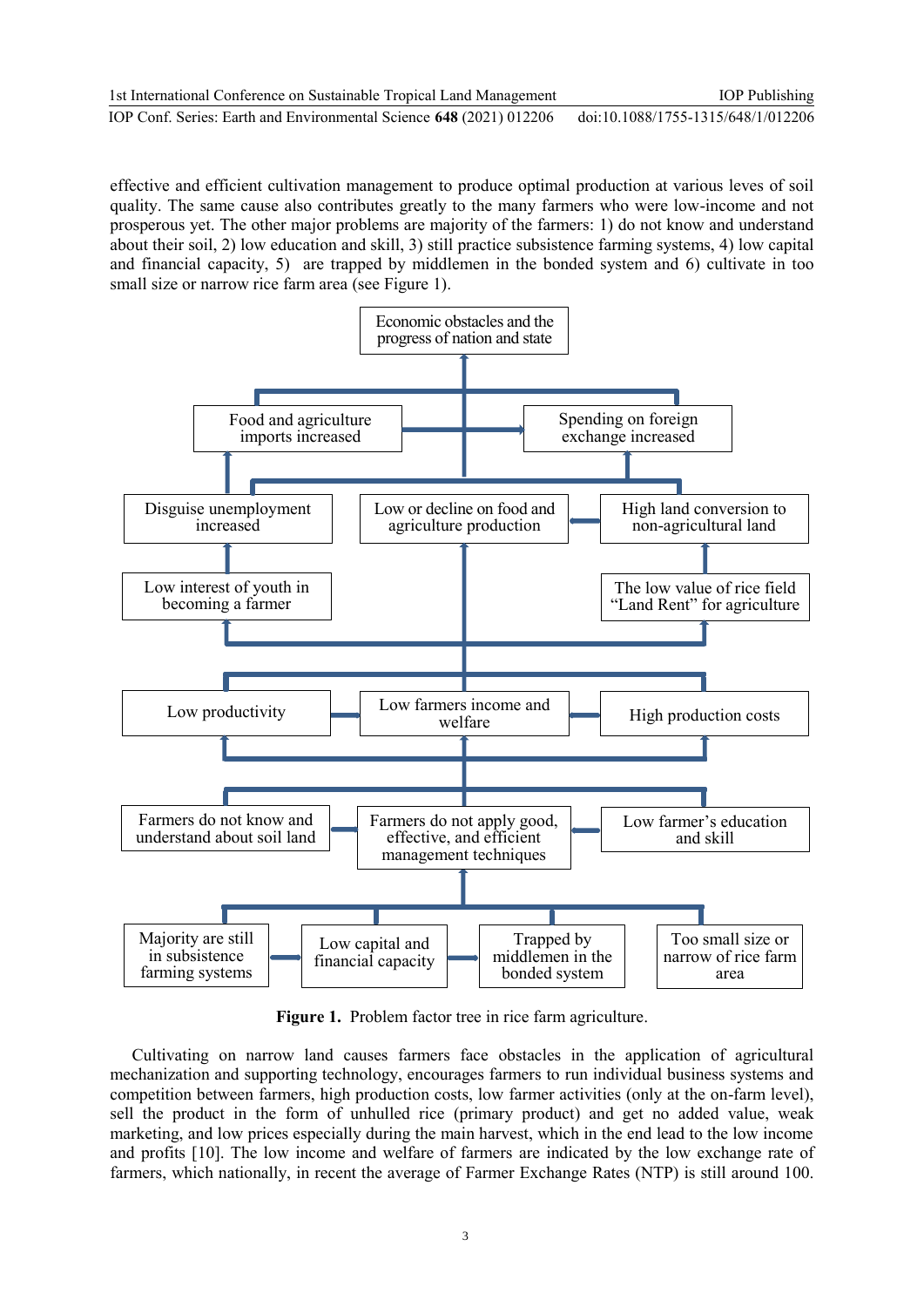effective and efficient cultivation management to produce optimal production at various leves of soil quality. The same cause also contributes greatly to the many farmers who were low-income and not prosperous yet. The other major problems are majority of the farmers: 1) do not know and understand about their soil, 2) low education and skill, 3) still practice subsistence farming systems, 4) low capital and financial capacity, 5) are trapped by middlemen in the bonded system and 6) cultivate in too small size or narrow rice farm area (see Figure 1).

**Figure 1.** Problem factor tree in rice farm agriculture.

Cultivating on narrow land causes farmers face obstacles in the application of agricultural mechanization and supporting technology, encourages farmers to run individual business systems and competition between farmers, high production costs, low farmer activities (only at the on-farm level), sell the product in the form of unhulled rice (primary product) and get no added value, weak marketing, and low prices especially during the main harvest, which in the end lead to the low income and profits [10]. The low income and welfare of farmers are indicated by the low exchange rate of farmers, which nationally, in recent the average of Farmer Exchange Rates (NTP) is still around 100.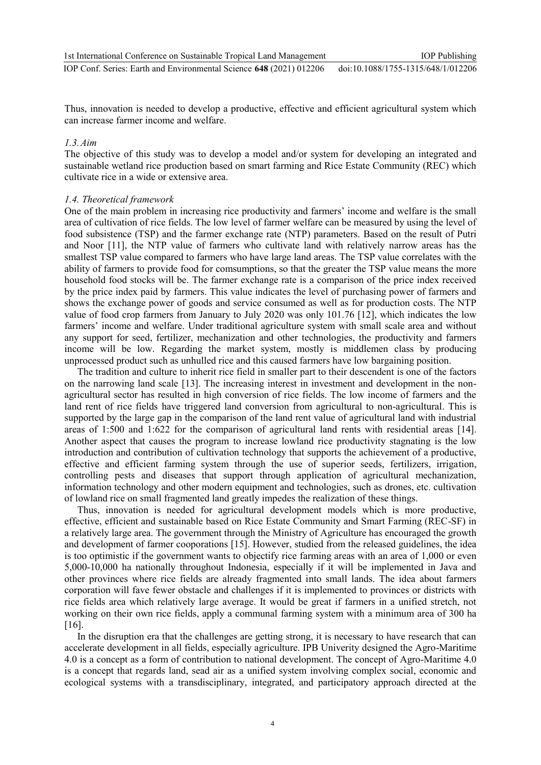Thus, innovation is needed to develop a productive, effective and efficient agricultural system which can increase farmer income and welfare.

### *1.3. Aim*

The objective of this study was to develop a model and/or system for developing an integrated and sustainable wetland rice production based on smart farming and Rice Estate Community (REC) which cultivate rice in a wide or extensive area.

### *1.4. Theoretical framework*

One of the main problem in increasing rice productivity and farmers' income and welfare is the small area of cultivation of rice fields. The low level of farmer welfare can be measured by using the level of food subsistence (TSP) and the farmer exchange rate (NTP) parameters. Based on the result of Putri and Noor [11], the NTP value of farmers who cultivate land with relatively narrow areas has the smallest TSP value compared to farmers who have large land areas. The TSP value correlates with the ability of farmers to provide food for comsumptions, so that the greater the TSP value means the more household food stocks will be. The farmer exchange rate is a comparison of the price index received by the price index paid by farmers. This value indicates the level of purchasing power of farmers and shows the exchange power of goods and service consumed as well as for production costs. The NTP value of food crop farmers from January to July 2020 was only 101.76 [12], which indicates the low farmers' income and welfare. Under traditional agriculture system with small scale area and without any support for seed, fertilizer, mechanization and other technologies, the productivity and farmers income will be low. Regarding the market system, mostly is middlemen class by producing unprocessed product such as unhulled rice and this caused farmers have low bargaining position.

The tradition and culture to inherit rice field in smaller part to their descendent is one of the factors on the narrowing land scale [13]. The increasing interest in investment and development in the non-agricultural sector has resulted in high conversion of rice fields. The low income of farmers and the land rent of rice fields have triggered land conversion from agricultural to non-agricultural. This is supported by the large gap in the comparison of the land rent value of agricultural land with industrial areas of 1:500 and 1:622 for the comparison of agricultural land rents with residential areas [14]. Another aspect that causes the program to increase lowland rice productivity stagnating is the low introduction and contribution of cultivation technology that supports the achievement of a productive, effective and efficient farming system through the use of superior seeds, fertilizers, irrigation, controlling pests and diseases that support through application of agricultural mechanization, information technology and other modern equipment and technologies, such as drones, etc. cultivation of lowland rice on small fragmented land greatly impedes the realization of these things.

Thus, innovation is needed for agricultural development models which is more productive, effective, efficient and sustainable based on Rice Estate Community and Smart Farming (REC-SF) in a relatively large area. The government through the Ministry of Agriculture has encouraged the growth and development of farmer cooporations [15]. However, studied from the released guidelines, the idea is too optimistic if the government wants to objectify rice farming areas with an area of 1,000 or even 5,000-10,000 ha nationally throughout Indonesia, especially if it will be implemented in Java and other provinces where rice fields are already fragmented into small lands. The idea about farmers corporation will fave fewer obstacle and challenges if it is implemented to provinces or districts with rice fields area which relatively large average. It would be great if farmers in a unified stretch, not working on their own rice fields, apply a communal farming system with a minimum area of 300 ha [16].

In the disruption era that the challenges are getting strong, it is necessary to have research that can accelerate development in all fields, especially agriculture. IPB Univerity designed the Agro-Maritime 4.0 is a concept as a form of contribution to national development. The concept of Agro-Maritime 4.0 is a concept that regards land, sead air as a unified system involving complex social, economic and ecological systems with a transdisciplinary, integrated, and participatory approach directed at the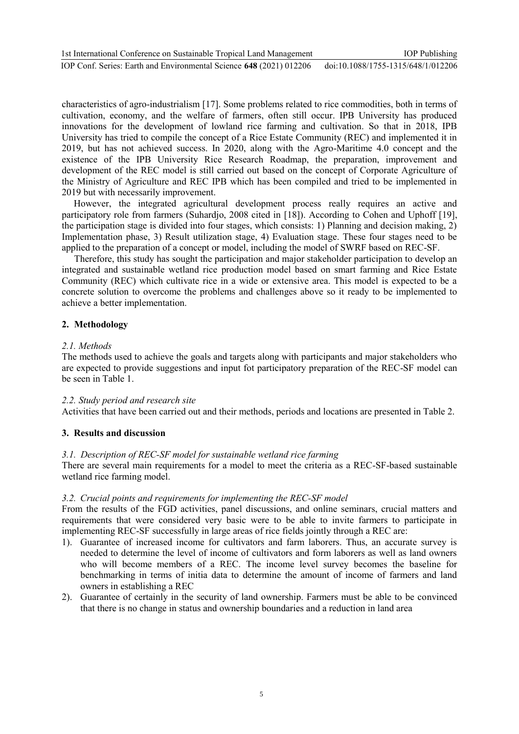characteristics of agro-industrialism [17]. Some problems related to rice commodities, both in terms of cultivation, economy, and the welfare of farmers, often still occur. IPB University has produced innovations for the development of lowland rice farming and cultivation. So that in 2018, IPB University has tried to compile the concept of a Rice Estate Community (REC) and implemented it in 2019, but has not achieved success. In 2020, along with the Agro-Maritime 4.0 concept and the existence of the IPB University Rice Research Roadmap, the preparation, improvement and development of the REC model is still carried out based on the concept of Corporate Agriculture of the Ministry of Agriculture and REC IPB which has been compiled and tried to be implemented in 2019 but with necessarily improvement.

However, the integrated agricultural development process really requires an active and participatory role from farmers (Suhardjo, 2008 cited in [18]). According to Cohen and Uphoff [19], the participation stage is divided into four stages, which consists: 1) Planning and decision making, 2) Implementation phase, 3) Result utilization stage, 4) Evaluation stage. These four stages need to be applied to the preparation of a concept or model, including the model of SWRF based on REC-SF.

Therefore, this study has sought the participation and major stakeholder participation to develop an integrated and sustainable wetland rice production model based on smart farming and Rice Estate Community (REC) which cultivate rice in a wide or extensive area. This model is expected to be a concrete solution to overcome the problems and challenges above so it ready to be implemented to achieve a better implementation.

## 2. Methodology

### *2.1. Methods*

The methods used to achieve the goals and targets along with participants and major stakeholders who are expected to provide suggestions and input fot participatory preparation of the REC-SF model can be seen in Table 1.

### *2.2. Study period and research site*

Activities that have been carried out and their methods, periods and locations are presented in Table 2.

## 3. Results and discussion

### *3.1. Description of REC-SF model for sustainable wetland rice farming*

There are several main requirements for a model to meet the criteria as a REC-SF-based sustainable wetland rice farming model.

### *3.2. Crucial points and requirements for implementing the REC-SF model*

From the results of the FGD activities, panel discussions, and online seminars, crucial matters and requirements that were considered very basic were to be able to invite farmers to participate in implementing REC-SF successfully in large areas of rice fields jointly through a REC are:

1). Guarantee of increased income for cultivators and farm laborers. Thus, an accurate survey is needed to determine the level of income of cultivators and form laborers as well as land owners who will become members of a REC. The income level survey becomes the baseline for benchmarking in terms of initia data to determine the amount of income of farmers and land owners in establishing a REC

2). Guarantee of certainly in the security of land ownership. Farmers must be able to be convinced that there is no change in status and ownership boundaries and a reduction in land area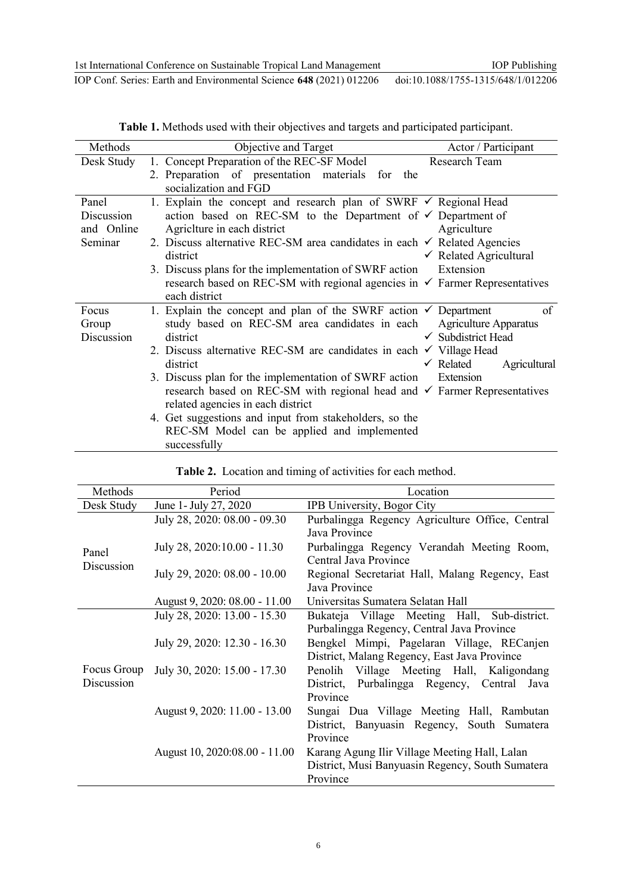**Table 1.** Methods used with their objectives and targets and participated participant.

| Methods | Objective and Target | Actor / Participant |
|---|---|---|
| Desk Study | 1. Concept Preparation of the REC-SF Model<br>2. Preparation of presentation materials for the socialization and FGD | Research Team |
| Panel Discussion and Online Seminar | 1. Explain the concept and research plan of SWRF action based on REC-SM to the Department of Agriclture in each district<br>2. Discuss alternative REC-SM area candidates in each district<br>3. Discuss plans for the implementation of SWRF action research based on REC-SM with regional agencies in each district | ✓ Regional Head<br>✓ Department of Agriculture<br>✓ Related Agencies<br>✓ Related Agricultural Extension<br>✓ Farmer Representatives |
| Focus Group Discussion | 1. Explain the concept and plan of the SWRF action study based on REC-SM area candidates in each district<br>2. Discuss alternative REC-SM are candidates in each district<br>3. Discuss plan for the implementation of SWRF action research based on REC-SM with regional head and related agencies in each district<br>4. Get suggestions and input from stakeholders, so the REC-SM Model can be applied and implemented successfully | ✓ Department of Agriculture Apparatus<br>✓ Subdistrict Head<br>✓ Village Head<br>✓ Related Agricultural Extension<br>✓ Farmer Representatives |

**Table 2.** Location and timing of activities for each method.

| Methods | Period | Location |
|---|---|---|
| Desk Study | June 1- July 27, 2020 | IPB University, Bogor City |
| Panel Discussion | July 28, 2020: 08.00 - 09.30 | Purbalingga Regency Agriculture Office, Central Java Province |
| | July 28, 2020:10.00 - 11.30 | Purbalingga Regency Verandah Meeting Room, Central Java Province |
| | July 29, 2020: 08.00 - 10.00 | Regional Secretariat Hall, Malang Regency, East Java Province |
| | August 9, 2020: 08.00 - 11.00 | Universitas Sumatera Selatan Hall |
| Focus Group Discussion | July 28, 2020: 13.00 - 15.30 | Bukateja Village Meeting Hall, Sub-district. Purbalingga Regency, Central Java Province |
| | July 29, 2020: 12.30 - 16.30 | Bengkel Mimpi, Pagelaran Village, RECanjen District, Malang Regency, East Java Province |
| | July 30, 2020: 15.00 - 17.30 | Penolih Village Meeting Hall, Kaligondang District, Purbalingga Regency, Central Java Province |
| | August 9, 2020: 11.00 - 13.00 | Sungai Dua Village Meeting Hall, Rambutan District, Banyuasin Regency, South Sumatera Province |
| | August 10, 2020:08.00 - 11.00 | Karang Agung Ilir Village Meeting Hall, Lalan District, Musi Banyuasin Regency, South Sumatera Province |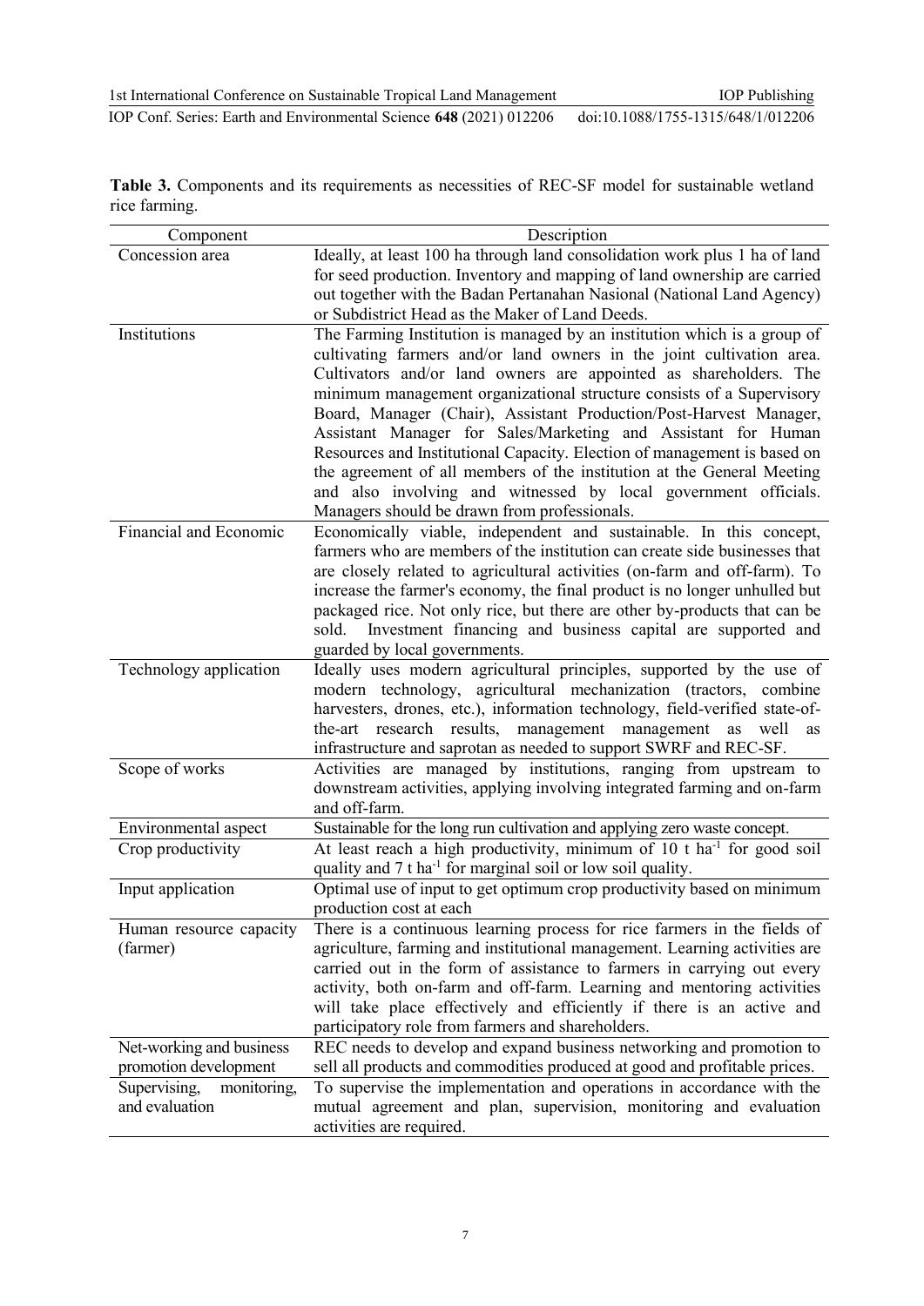**Table 3.** Components and its requirements as necessities of REC-SF model for sustainable wetland rice farming.

| Component | Description |
| --- | --- |
| Concession area | Ideally, at least 100 ha through land consolidation work plus 1 ha of land for seed production. Inventory and mapping of land ownership are carried out together with the Badan Pertanahan Nasional (National Land Agency) or Subdistrict Head as the Maker of Land Deeds. |
| Institutions | The Farming Institution is managed by an institution which is a group of cultivating farmers and/or land owners in the joint cultivation area. Cultivators and/or land owners are appointed as shareholders. The minimum management organizational structure consists of a Supervisory Board, Manager (Chair), Assistant Production/Post-Harvest Manager, Assistant Manager for Sales/Marketing and Assistant for Human Resources and Institutional Capacity. Election of management is based on the agreement of all members of the institution at the General Meeting and also involving and witnessed by local government officials. Managers should be drawn from professionals. |
| Financial and Economic | Economically viable, independent and sustainable. In this concept, farmers who are members of the institution can create side businesses that are closely related to agricultural activities (on-farm and off-farm). To increase the farmer's economy, the final product is no longer unhulled but packaged rice. Not only rice, but there are other by-products that can be sold. Investment financing and business capital are supported and guarded by local governments. |
| Technology application | Ideally uses modern agricultural principles, supported by the use of modern technology, agricultural mechanization (tractors, combine harvesters, drones, etc.), information technology, field-verified state-of-the-art research results, management management as well as infrastructure and saprotan as needed to support SWRF and REC-SF. |
| Scope of works | Activities are managed by institutions, ranging from upstream to downstream activities, applying involving integrated farming and on-farm and off-farm. |
| Environmental aspect | Sustainable for the long run cultivation and applying zero waste concept. |
| Crop productivity | At least reach a high productivity, minimum of 10 t $ha^{-1}$ for good soil quality and 7 t $ha^{-1}$ for marginal soil or low soil quality. |
| Input application | Optimal use of input to get optimum crop productivity based on minimum production cost at each |
| Human resource capacity (farmer) | There is a continuous learning process for rice farmers in the fields of agriculture, farming and institutional management. Learning activities are carried out in the form of assistance to farmers in carrying out every activity, both on-farm and off-farm. Learning and mentoring activities will take place effectively and efficiently if there is an active and participatory role from farmers and shareholders. |
| Net-working and business promotion development | REC needs to develop and expand business networking and promotion to sell all products and commodities produced at good and profitable prices. |
| Supervising, monitoring, and evaluation | To supervise the implementation and operations in accordance with the mutual agreement and plan, supervision, monitoring and evaluation activities are required. |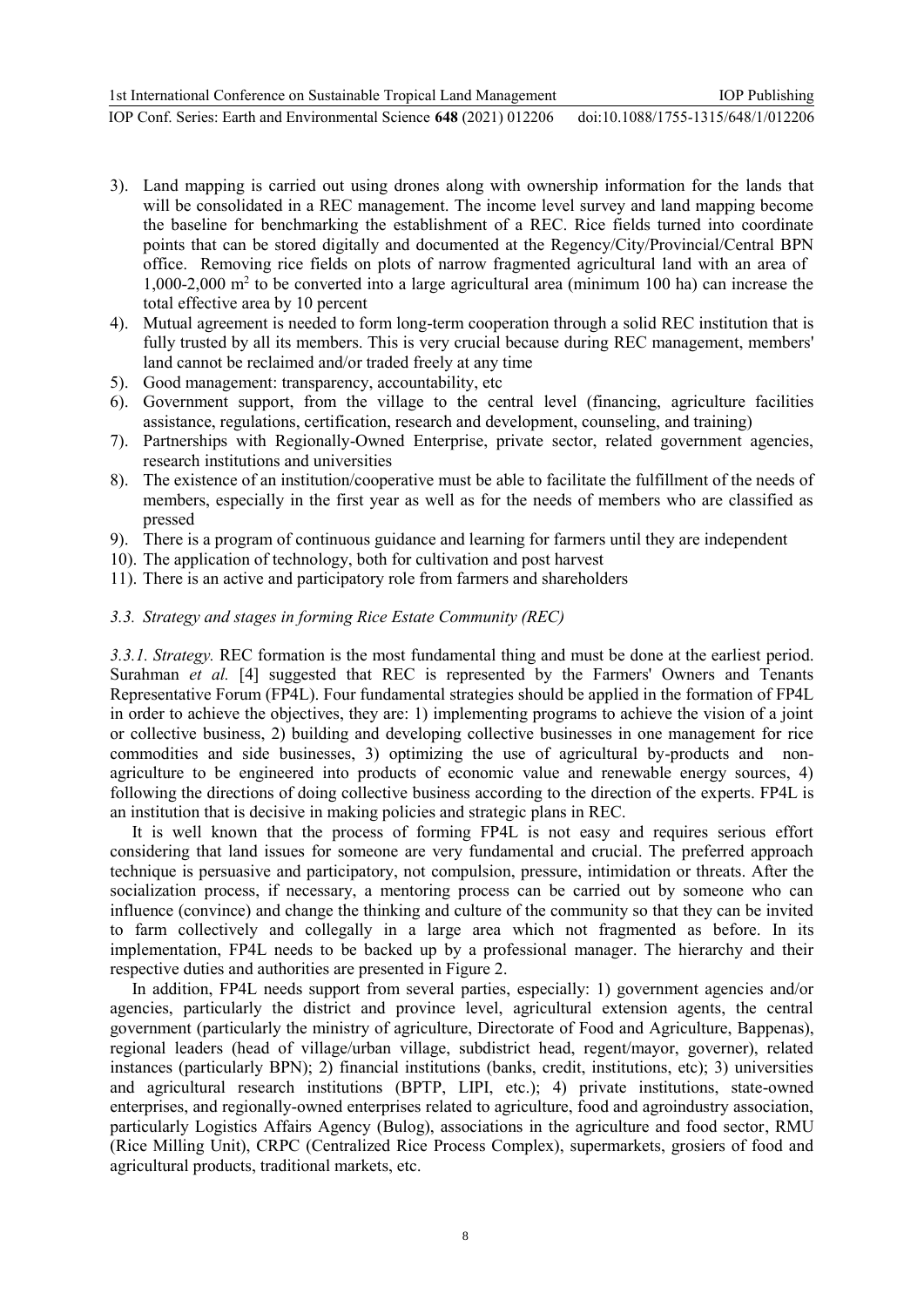3). Land mapping is carried out using drones along with ownership information for the lands that will be consolidated in a REC management. The income level survey and land mapping become the baseline for benchmarking the establishment of a REC. Rice fields turned into coordinate points that can be stored digitally and documented at the Regency/City/Provincial/Central BPN office. Removing rice fields on plots of narrow fragmented agricultural land with an area of 1,000-2,000 $m^2$ to be converted into a large agricultural area (minimum 100 ha) can increase the total effective area by 10 percent

4). Mutual agreement is needed to form long-term cooperation through a solid REC institution that is fully trusted by all its members. This is very crucial because during REC management, members' land cannot be reclaimed and/or traded freely at any time

5). Good management: transparency, accountability, etc

6). Government support, from the village to the central level (financing, agriculture facilities assistance, regulations, certification, research and development, counseling, and training)

7). Partnerships with Regionally-Owned Enterprise, private sector, related government agencies, research institutions and universities

8). The existence of an institution/cooperative must be able to facilitate the fulfillment of the needs of members, especially in the first year as well as for the needs of members who are classified as pressed

9). There is a program of continuous guidance and learning for farmers until they are independent

10). The application of technology, both for cultivation and post harvest

11). There is an active and participatory role from farmers and shareholders

### *3.3. Strategy and stages in forming Rice Estate Community (REC)*

*3.3.1. Strategy.* REC formation is the most fundamental thing and must be done at the earliest period. Surahman *et al.* [4] suggested that REC is represented by the Farmers' Owners and Tenants Representative Forum (FP4L). Four fundamental strategies should be applied in the formation of FP4L in order to achieve the objectives, they are: 1) implementing programs to achieve the vision of a joint or collective business, 2) building and developing collective businesses in one management for rice commodities and side businesses, 3) optimizing the use of agricultural by-products and non-agriculture to be engineered into products of economic value and renewable energy sources, 4) following the directions of doing collective business according to the direction of the experts. FP4L is an institution that is decisive in making policies and strategic plans in REC.

It is well known that the process of forming FP4L is not easy and requires serious effort considering that land issues for someone are very fundamental and crucial. The preferred approach technique is persuasive and participatory, not compulsion, pressure, intimidation or threats. After the socialization process, if necessary, a mentoring process can be carried out by someone who can influence (convince) and change the thinking and culture of the community so that they can be invited to farm collectively and collegally in a large area which not fragmented as before. In its implementation, FP4L needs to be backed up by a professional manager. The hierarchy and their respective duties and authorities are presented in Figure 2.

In addition, FP4L needs support from several parties, especially: 1) government agencies and/or agencies, particularly the district and province level, agricultural extension agents, the central government (particularly the ministry of agriculture, Directorate of Food and Agriculture, Bappenas), regional leaders (head of village/urban village, subdistrict head, regent/mayor, governer), related instances (particularly BPN); 2) financial institutions (banks, credit, institutions, etc); 3) universities and agricultural research institutions (BPTP, LIPI, etc.); 4) private institutions, state-owned enterprises, and regionally-owned enterprises related to agriculture, food and agroindustry association, particularly Logistics Affairs Agency (Bulog), associations in the agriculture and food sector, RMU (Rice Milling Unit), CRPC (Centralized Rice Process Complex), supermarkets, grosiers of food and agricultural products, traditional markets, etc.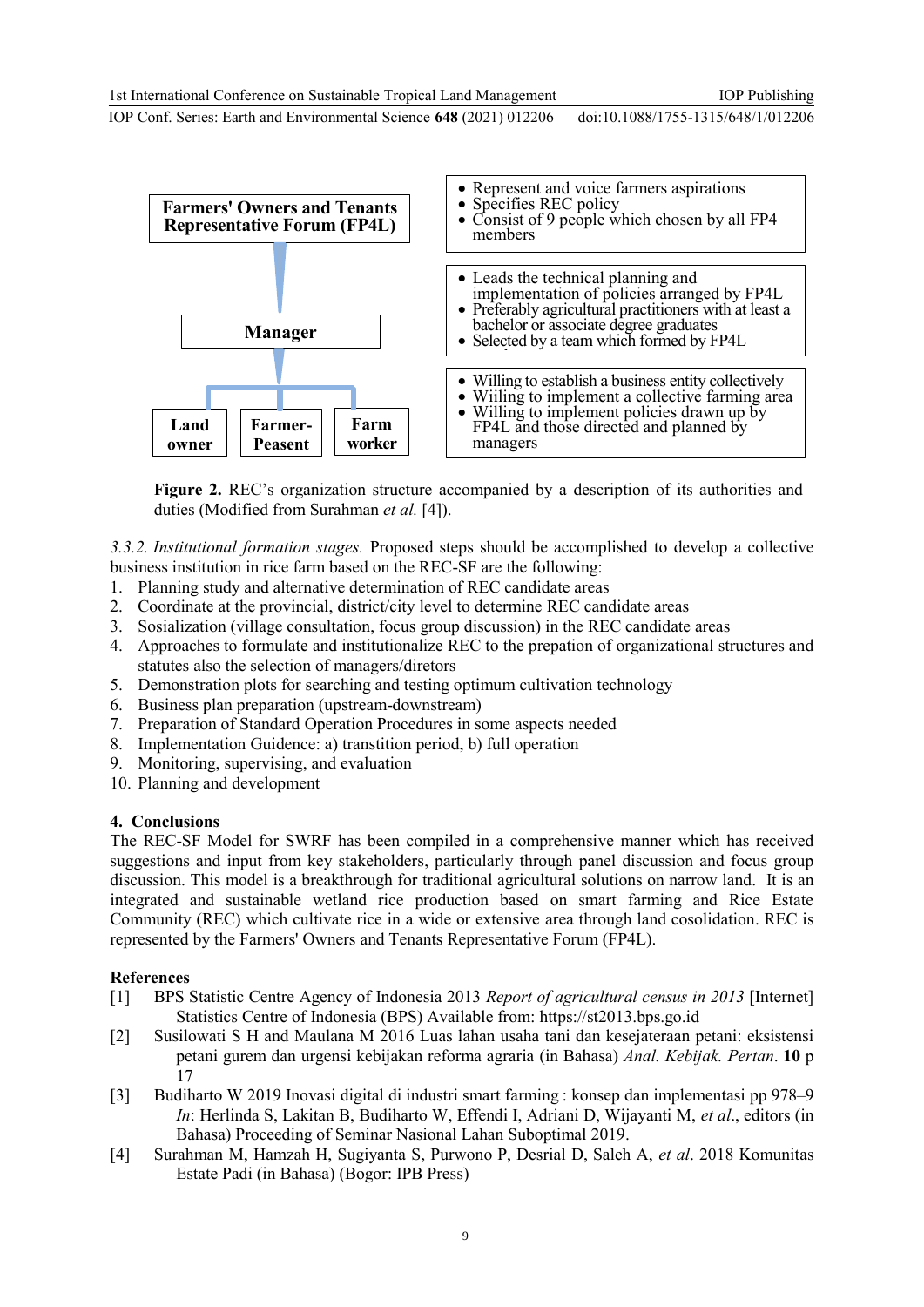| Farmers' Owners and Tenants Representative Forum (FP4L) | • Represent and voice farmers aspirations<br>• Specifies REC policy<br>• Consist of 9 people which chosen by all FP4 members |
|---|---|
| Manager | • Leads the technical planning and implementation of policies arranged by FP4L<br>• Preferably agricultural practitioners with at least a bachelor or associate degree graduates<br>• Selected by a team which formed by FP4L |
| Land owner / Farmer-Peasent / Farm worker | • Willing to establish a business entity collectively<br>• Wiiling to implement a collective farming area<br>• Willing to implement policies drawn up by FP4L and those directed and planned by managers |

**Figure 2.** REC's organization structure accompanied by a description of its authorities and duties (Modified from Surahman *et al.* [4]).

*3.3.2. Institutional formation stages.* Proposed steps should be accomplished to develop a collective business institution in rice farm based on the REC-SF are the following:

1. Planning study and alternative determination of REC candidate areas
2. Coordinate at the provincial, district/city level to determine REC candidate areas
3. Sosialization (village consultation, focus group discussion) in the REC candidate areas
4. Approaches to formulate and institutionalize REC to the prepation of organizational structures and statutes also the selection of managers/diretors
5. Demonstration plots for searching and testing optimum cultivation technology
6. Business plan preparation (upstream-downstream)
7. Preparation of Standard Operation Procedures in some aspects needed
8. Implementation Guidence: a) transtition period, b) full operation
9. Monitoring, supervising, and evaluation
10. Planning and development

## 4. Conclusions

The REC-SF Model for SWRF has been compiled in a comprehensive manner which has received suggestions and input from key stakeholders, particularly through panel discussion and focus group discussion. This model is a breakthrough for traditional agricultural solutions on narrow land. It is an integrated and sustainable wetland rice production based on smart farming and Rice Estate Community (REC) which cultivate rice in a wide or extensive area through land cosolidation. REC is represented by the Farmers' Owners and Tenants Representative Forum (FP4L).

## References

[1] BPS Statistic Centre Agency of Indonesia 2013 *Report of agricultural census in 2013* [Internet] Statistics Centre of Indonesia (BPS) Available from: https://st2013.bps.go.id

[2] Susilowati S H and Maulana M 2016 Luas lahan usaha tani dan kesejateraan petani: eksistensi petani gurem dan urgensi kebijakan reforma agraria (in Bahasa) *Anal. Kebijak. Pertan*. **10** p 17

[3] Budiharto W 2019 Inovasi digital di industri smart farming : konsep dan implementasi pp 978–9 *In*: Herlinda S, Lakitan B, Budiharto W, Effendi I, Adriani D, Wijayanti M, *et al*., editors (in Bahasa) Proceeding of Seminar Nasional Lahan Suboptimal 2019.

[4] Surahman M, Hamzah H, Sugiyanta S, Purwono P, Desrial D, Saleh A, *et al*. 2018 Komunitas Estate Padi (in Bahasa) (Bogor: IPB Press)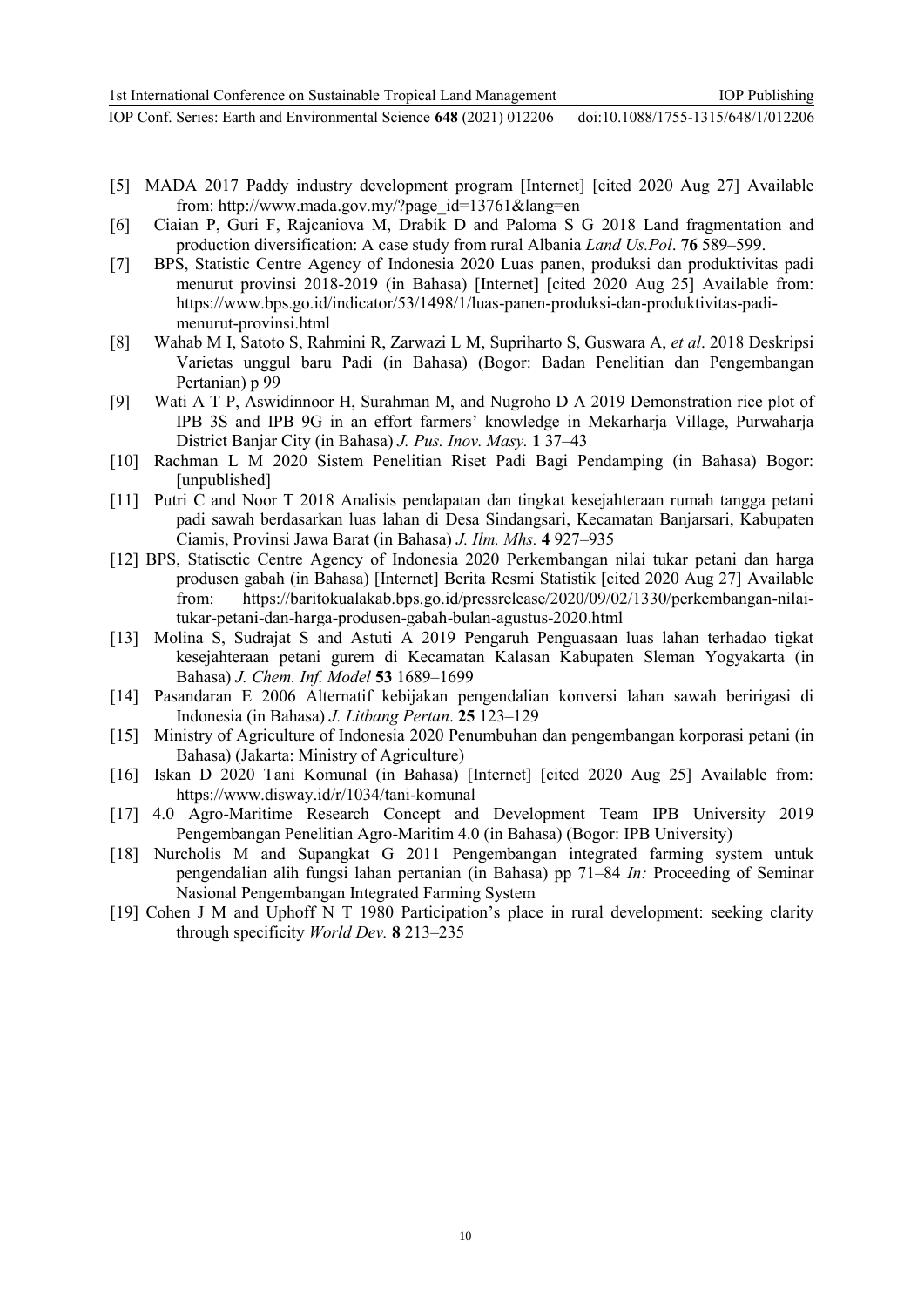[5] MADA 2017 Paddy industry development program [Internet] [cited 2020 Aug 27] Available from: http://www.mada.gov.my/?page_id=13761&lang=en

[6] Ciaian P, Guri F, Rajcaniova M, Drabik D and Paloma S G 2018 Land fragmentation and production diversification: A case study from rural Albania *Land Us.Pol*. **76** 589–599.

[7] BPS, Statistic Centre Agency of Indonesia 2020 Luas panen, produksi dan produktivitas padi menurut provinsi 2018-2019 (in Bahasa) [Internet] [cited 2020 Aug 25] Available from: https://www.bps.go.id/indicator/53/1498/1/luas-panen-produksi-dan-produktivitas-padi-menurut-provinsi.html

[8] Wahab M I, Satoto S, Rahmini R, Zarwazi L M, Supriharto S, Guswara A, *et al*. 2018 Deskripsi Varietas unggul baru Padi (in Bahasa) (Bogor: Badan Penelitian dan Pengembangan Pertanian) p 99

[9] Wati A T P, Aswidinnoor H, Surahman M, and Nugroho D A 2019 Demonstration rice plot of IPB 3S and IPB 9G in an effort farmers' knowledge in Mekarharja Village, Purwaharja District Banjar City (in Bahasa) *J. Pus. Inov. Masy.* **1** 37–43

[10] Rachman L M 2020 Sistem Penelitian Riset Padi Bagi Pendamping (in Bahasa) Bogor: [unpublished]

[11] Putri C and Noor T 2018 Analisis pendapatan dan tingkat kesejahteraan rumah tangga petani padi sawah berdasarkan luas lahan di Desa Sindangsari, Kecamatan Banjarsari, Kabupaten Ciamis, Provinsi Jawa Barat (in Bahasa) *J. Ilm. Mhs.* **4** 927–935

[12] BPS, Statisctic Centre Agency of Indonesia 2020 Perkembangan nilai tukar petani dan harga produsen gabah (in Bahasa) [Internet] Berita Resmi Statistik [cited 2020 Aug 27] Available from: https://baritokualakab.bps.go.id/pressrelease/2020/09/02/1330/perkembangan-nilai-tukar-petani-dan-harga-produsen-gabah-bulan-agustus-2020.html

[13] Molina S, Sudrajat S and Astuti A 2019 Pengaruh Penguasaan luas lahan terhadao tigkat kesejahteraan petani gurem di Kecamatan Kalasan Kabupaten Sleman Yogyakarta (in Bahasa) *J. Chem. Inf. Model* **53** 1689–1699

[14] Pasandaran E 2006 Alternatif kebijakan pengendalian konversi lahan sawah beririgasi di Indonesia (in Bahasa) *J. Litbang Pertan*. **25** 123–129

[15] Ministry of Agriculture of Indonesia 2020 Penumbuhan dan pengembangan korporasi petani (in Bahasa) (Jakarta: Ministry of Agriculture)

[16] Iskan D 2020 Tani Komunal (in Bahasa) [Internet] [cited 2020 Aug 25] Available from: https://www.disway.id/r/1034/tani-komunal

[17] 4.0 Agro-Maritime Research Concept and Development Team IPB University 2019 Pengembangan Penelitian Agro-Maritim 4.0 (in Bahasa) (Bogor: IPB University)

[18] Nurcholis M and Supangkat G 2011 Pengembangan integrated farming system untuk pengendalian alih fungsi lahan pertanian (in Bahasa) pp 71–84 *In:* Proceeding of Seminar Nasional Pengembangan Integrated Farming System

[19] Cohen J M and Uphoff N T 1980 Participation's place in rural development: seeking clarity through specificity *World Dev.* **8** 213–235